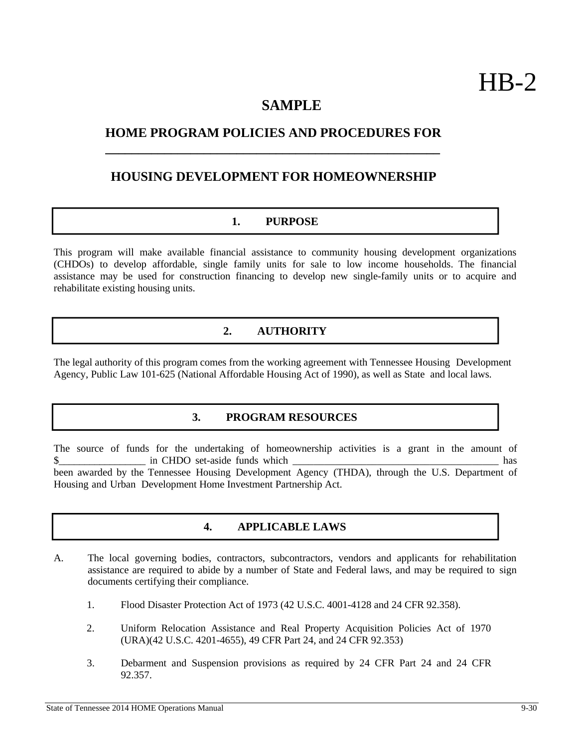HB-2

# SAMPLE

## HOME PROGRAM POLICIES AND PROCEDURES FOR _______________________________________________

## HOUSING DEVELOPMENT FOR HOMEOWNERSHIP

### 1. PURPOSE

This program will make available financial assistance to community housing development organizations (CHDOs) to develop affordable, single family units for sale to low income households. The financial assistance may be used for construction financing to develop new single-family units or to acquire and rehabilitate existing housing units.

### 2. AUTHORITY

The legal authority of this program comes from the working agreement with Tennessee Housing Development Agency, Public Law 101-625 (National Affordable Housing Act of 1990), as well as State and local laws.

### 3. PROGRAM RESOURCES

The source of funds for the undertaking of homeownership activities is a grant in the amount of $_________________ in CHDO set-aside funds which _________________________________________ has been awarded by the Tennessee Housing Development Agency (THDA), through the U.S. Department of Housing and Urban Development Home Investment Partnership Act.

### 4. APPLICABLE LAWS

A. The local governing bodies, contractors, subcontractors, vendors and applicants for rehabilitation assistance are required to abide by a number of State and Federal laws, and may be required to sign documents certifying their compliance.

1. Flood Disaster Protection Act of 1973 (42 U.S.C. 4001-4128 and 24 CFR 92.358).

2. Uniform Relocation Assistance and Real Property Acquisition Policies Act of 1970 (URA)(42 U.S.C. 4201-4655), 49 CFR Part 24, and 24 CFR 92.353)

3. Debarment and Suspension provisions as required by 24 CFR Part 24 and 24 CFR 92.357.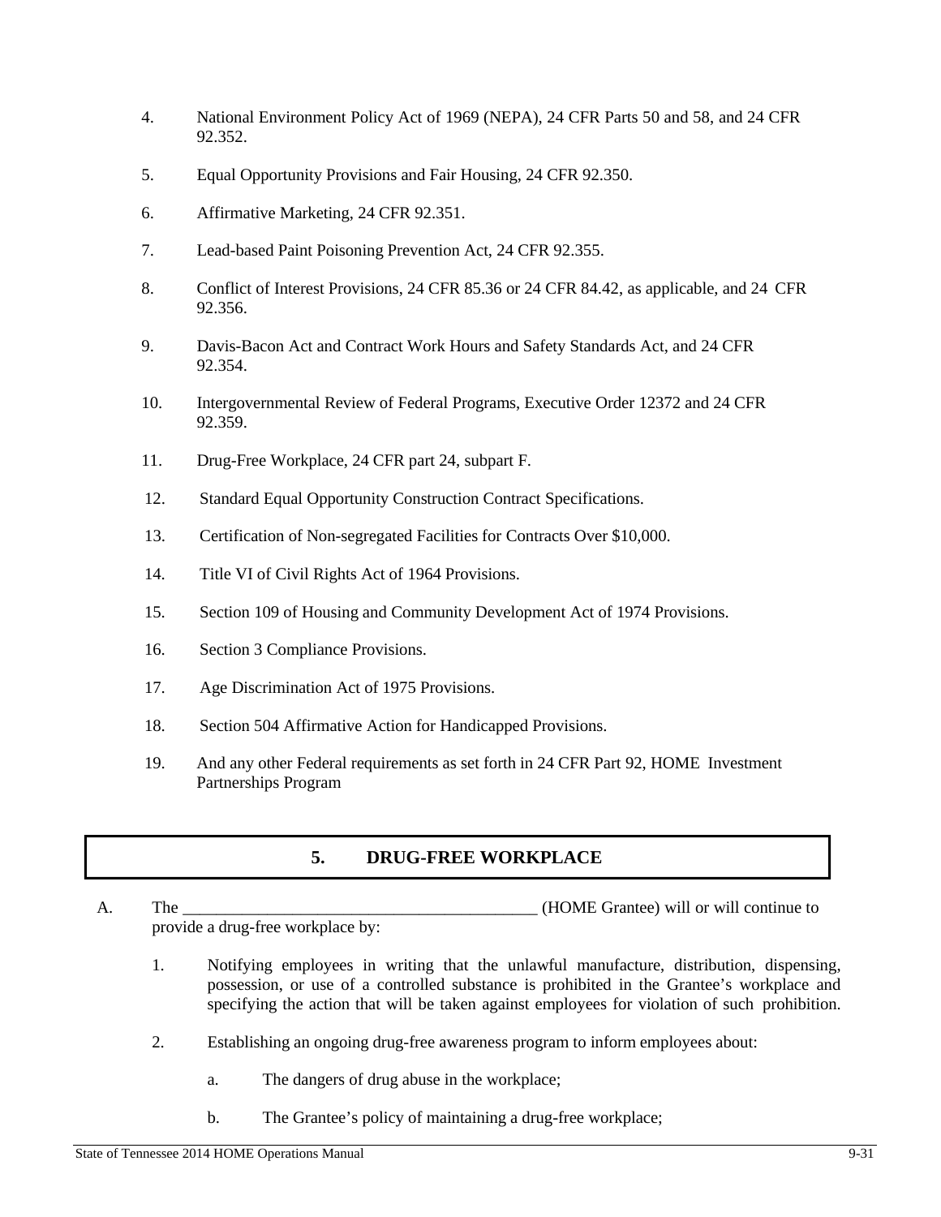4. National Environment Policy Act of 1969 (NEPA), 24 CFR Parts 50 and 58, and 24 CFR 92.352.

5. Equal Opportunity Provisions and Fair Housing, 24 CFR 92.350.

6. Affirmative Marketing, 24 CFR 92.351.

7. Lead-based Paint Poisoning Prevention Act, 24 CFR 92.355.

8. Conflict of Interest Provisions, 24 CFR 85.36 or 24 CFR 84.42, as applicable, and 24 CFR 92.356.

9. Davis-Bacon Act and Contract Work Hours and Safety Standards Act, and 24 CFR 92.354.

10. Intergovernmental Review of Federal Programs, Executive Order 12372 and 24 CFR 92.359.

11. Drug-Free Workplace, 24 CFR part 24, subpart F.

12. Standard Equal Opportunity Construction Contract Specifications.

13. Certification of Non-segregated Facilities for Contracts Over $10,000.

14. Title VI of Civil Rights Act of 1964 Provisions.

15. Section 109 of Housing and Community Development Act of 1974 Provisions.

16. Section 3 Compliance Provisions.

17. Age Discrimination Act of 1975 Provisions.

18. Section 504 Affirmative Action for Handicapped Provisions.

19. And any other Federal requirements as set forth in 24 CFR Part 92, HOME Investment Partnerships Program

## 5. DRUG-FREE WORKPLACE

A. The ___________________________________________ (HOME Grantee) will or will continue to provide a drug-free workplace by:

1. Notifying employees in writing that the unlawful manufacture, distribution, dispensing, possession, or use of a controlled substance is prohibited in the Grantee's workplace and specifying the action that will be taken against employees for violation of such prohibition.

2. Establishing an ongoing drug-free awareness program to inform employees about:

   a. The dangers of drug abuse in the workplace;

   b. The Grantee's policy of maintaining a drug-free workplace;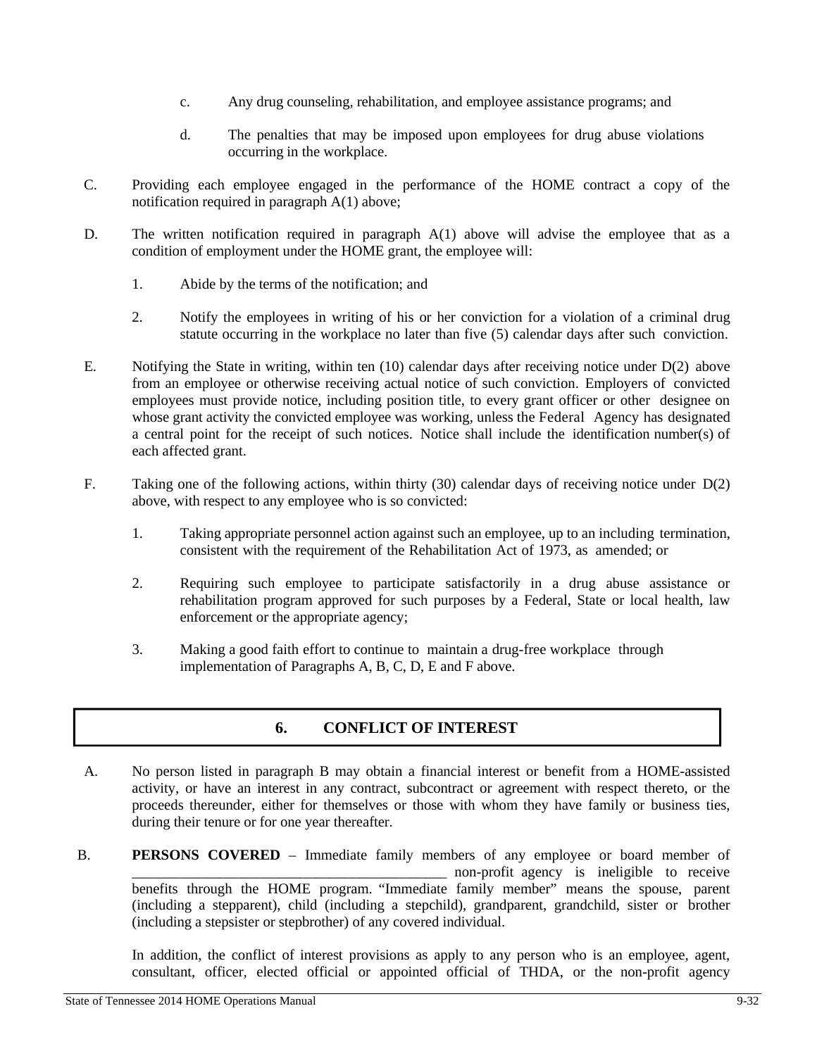c. Any drug counseling, rehabilitation, and employee assistance programs; and

d. The penalties that may be imposed upon employees for drug abuse violations occurring in the workplace.

C. Providing each employee engaged in the performance of the HOME contract a copy of the notification required in paragraph A(1) above;

D. The written notification required in paragraph A(1) above will advise the employee that as a condition of employment under the HOME grant, the employee will:

1. Abide by the terms of the notification; and

2. Notify the employees in writing of his or her conviction for a violation of a criminal drug statute occurring in the workplace no later than five (5) calendar days after such conviction.

E. Notifying the State in writing, within ten (10) calendar days after receiving notice under D(2) above from an employee or otherwise receiving actual notice of such conviction. Employers of convicted employees must provide notice, including position title, to every grant officer or other designee on whose grant activity the convicted employee was working, unless the Federal Agency has designated a central point for the receipt of such notices. Notice shall include the identification number(s) of each affected grant.

F. Taking one of the following actions, within thirty (30) calendar days of receiving notice under D(2) above, with respect to any employee who is so convicted:

1. Taking appropriate personnel action against such an employee, up to an including termination, consistent with the requirement of the Rehabilitation Act of 1973, as amended; or

2. Requiring such employee to participate satisfactorily in a drug abuse assistance or rehabilitation program approved for such purposes by a Federal, State or local health, law enforcement or the appropriate agency;

3. Making a good faith effort to continue to maintain a drug-free workplace through implementation of Paragraphs A, B, C, D, E and F above.

## 6. CONFLICT OF INTEREST

A. No person listed in paragraph B may obtain a financial interest or benefit from a HOME-assisted activity, or have an interest in any contract, subcontract or agreement with respect thereto, or the proceeds thereunder, either for themselves or those with whom they have family or business ties, during their tenure or for one year thereafter.

B. **PERSONS COVERED** – Immediate family members of any employee or board member of \_\_\_\_\_\_\_\_\_\_\_\_\_\_\_\_\_\_\_\_\_\_\_\_\_\_\_\_\_\_\_\_\_\_\_\_\_\_\_\_\_\_\_\_ non-profit agency is ineligible to receive benefits through the HOME program. "Immediate family member" means the spouse, parent (including a stepparent), child (including a stepchild), grandparent, grandchild, sister or brother (including a stepsister or stepbrother) of any covered individual.

In addition, the conflict of interest provisions as apply to any person who is an employee, agent, consultant, officer, elected official or appointed official of THDA, or the non-profit agency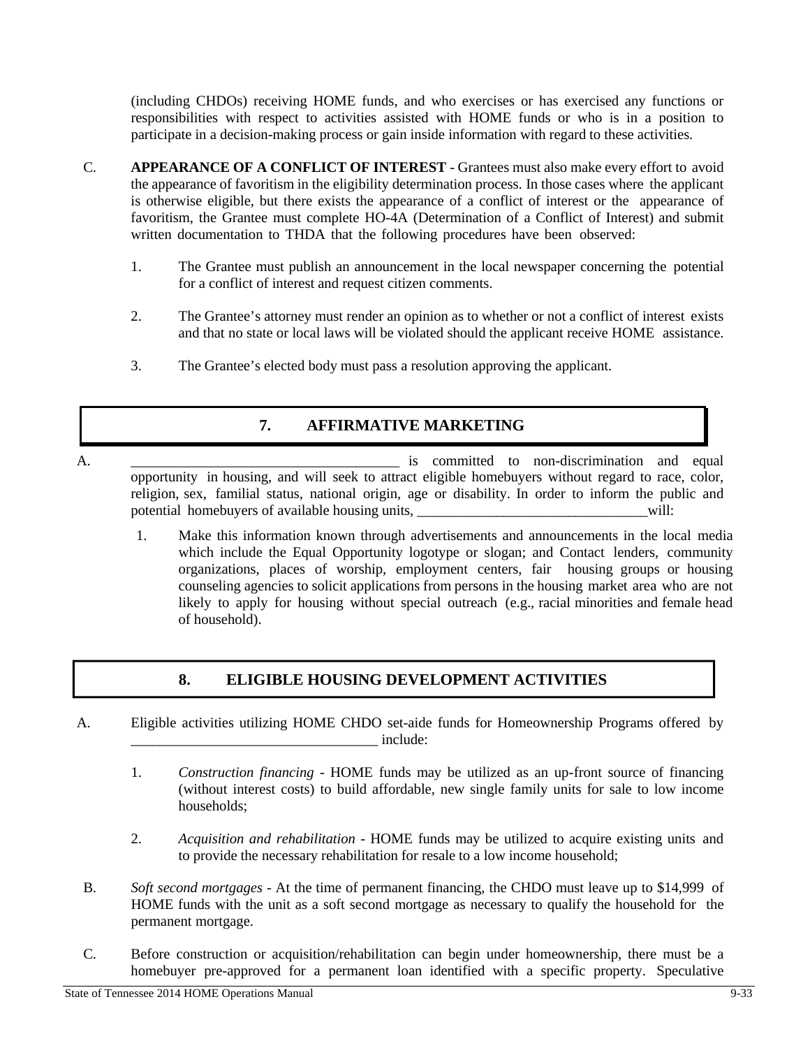(including CHDOs) receiving HOME funds, and who exercises or has exercised any functions or responsibilities with respect to activities assisted with HOME funds or who is in a position to participate in a decision-making process or gain inside information with regard to these activities.

C. **APPEARANCE OF A CONFLICT OF INTEREST** - Grantees must also make every effort to avoid the appearance of favoritism in the eligibility determination process. In those cases where the applicant is otherwise eligible, but there exists the appearance of a conflict of interest or the appearance of favoritism, the Grantee must complete HO-4A (Determination of a Conflict of Interest) and submit written documentation to THDA that the following procedures have been observed:

   1. The Grantee must publish an announcement in the local newspaper concerning the potential for a conflict of interest and request citizen comments.

   2. The Grantee's attorney must render an opinion as to whether or not a conflict of interest exists and that no state or local laws will be violated should the applicant receive HOME assistance.

   3. The Grantee's elected body must pass a resolution approving the applicant.

## 7. AFFIRMATIVE MARKETING

A. _____________________________________ is committed to non-discrimination and equal opportunity in housing, and will seek to attract eligible homebuyers without regard to race, color, religion, sex, familial status, national origin, age or disability. In order to inform the public and potential homebuyers of available housing units, ________________________________will:

   1. Make this information known through advertisements and announcements in the local media which include the Equal Opportunity logotype or slogan; and Contact lenders, community organizations, places of worship, employment centers, fair housing groups or housing counseling agencies to solicit applications from persons in the housing market area who are not likely to apply for housing without special outreach (e.g., racial minorities and female head of household).

## 8. ELIGIBLE HOUSING DEVELOPMENT ACTIVITIES

A. Eligible activities utilizing HOME CHDO set-aide funds for Homeownership Programs offered by __________________________________ include:

   1. *Construction financing* - HOME funds may be utilized as an up-front source of financing (without interest costs) to build affordable, new single family units for sale to low income households;

   2. *Acquisition and rehabilitation* - HOME funds may be utilized to acquire existing units and to provide the necessary rehabilitation for resale to a low income household;

B. *Soft second mortgages* - At the time of permanent financing, the CHDO must leave up to $14,999 of HOME funds with the unit as a soft second mortgage as necessary to qualify the household for the permanent mortgage.

C. Before construction or acquisition/rehabilitation can begin under homeownership, there must be a homebuyer pre-approved for a permanent loan identified with a specific property. Speculative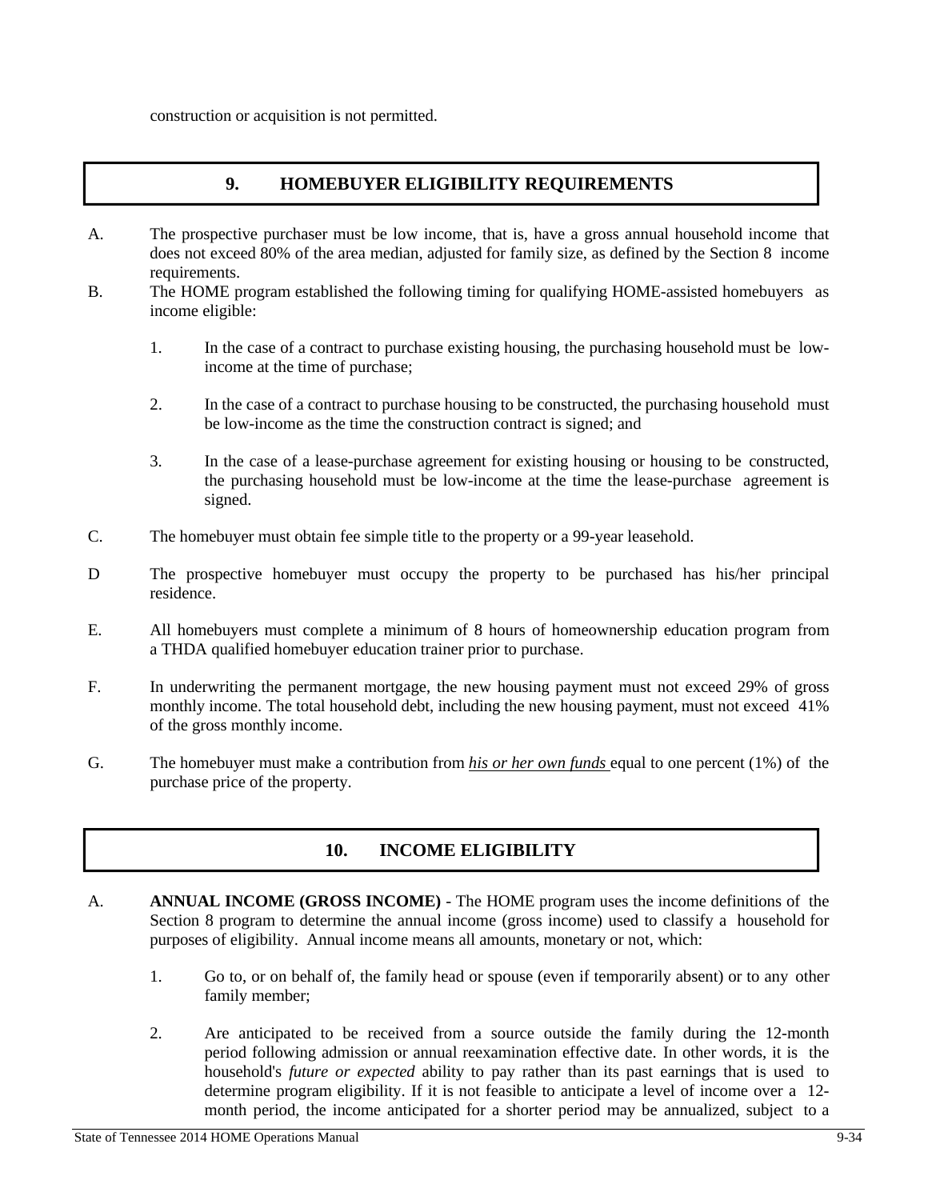construction or acquisition is not permitted.

## 9. HOMEBUYER ELIGIBILITY REQUIREMENTS

A. The prospective purchaser must be low income, that is, have a gross annual household income that does not exceed 80% of the area median, adjusted for family size, as defined by the Section 8 income requirements.

B. The HOME program established the following timing for qualifying HOME-assisted homebuyers as income eligible:

   1. In the case of a contract to purchase existing housing, the purchasing household must be low-income at the time of purchase;

   2. In the case of a contract to purchase housing to be constructed, the purchasing household must be low-income as the time the construction contract is signed; and

   3. In the case of a lease-purchase agreement for existing housing or housing to be constructed, the purchasing household must be low-income at the time the lease-purchase agreement is signed.

C. The homebuyer must obtain fee simple title to the property or a 99-year leasehold.

D The prospective homebuyer must occupy the property to be purchased has his/her principal residence.

E. All homebuyers must complete a minimum of 8 hours of homeownership education program from a THDA qualified homebuyer education trainer prior to purchase.

F. In underwriting the permanent mortgage, the new housing payment must not exceed 29% of gross monthly income. The total household debt, including the new housing payment, must not exceed 41% of the gross monthly income.

G. The homebuyer must make a contribution from ***his or her own funds*** equal to one percent (1%) of the purchase price of the property.

## 10. INCOME ELIGIBILITY

A. **ANNUAL INCOME (GROSS INCOME)** - The HOME program uses the income definitions of the Section 8 program to determine the annual income (gross income) used to classify a household for purposes of eligibility. Annual income means all amounts, monetary or not, which:

   1. Go to, or on behalf of, the family head or spouse (even if temporarily absent) or to any other family member;

   2. Are anticipated to be received from a source outside the family during the 12-month period following admission or annual reexamination effective date. In other words, it is the household's *future or expected* ability to pay rather than its past earnings that is used to determine program eligibility. If it is not feasible to anticipate a level of income over a 12-month period, the income anticipated for a shorter period may be annualized, subject to a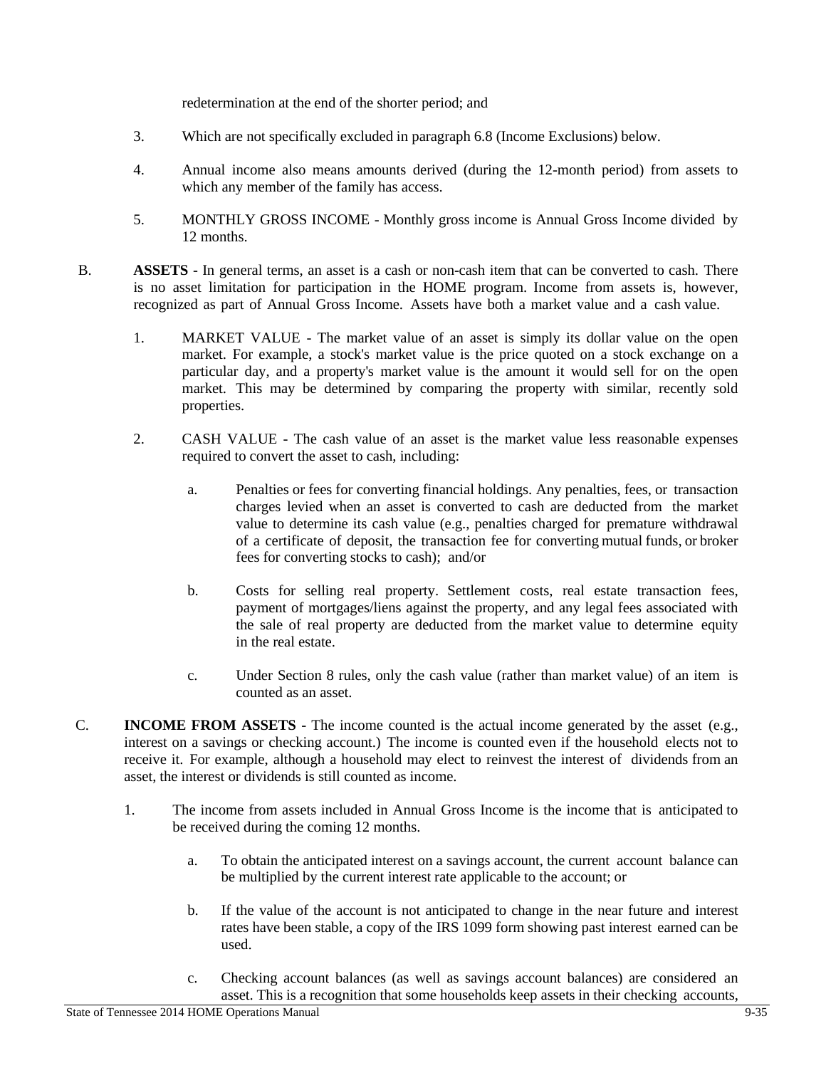redetermination at the end of the shorter period; and

3. Which are not specifically excluded in paragraph 6.8 (Income Exclusions) below.

4. Annual income also means amounts derived (during the 12-month period) from assets to which any member of the family has access.

5. MONTHLY GROSS INCOME - Monthly gross income is Annual Gross Income divided by 12 months.

B. **ASSETS** - In general terms, an asset is a cash or non-cash item that can be converted to cash. There is no asset limitation for participation in the HOME program. Income from assets is, however, recognized as part of Annual Gross Income. Assets have both a market value and a cash value.

   1. MARKET VALUE - The market value of an asset is simply its dollar value on the open market. For example, a stock's market value is the price quoted on a stock exchange on a particular day, and a property's market value is the amount it would sell for on the open market. This may be determined by comparing the property with similar, recently sold properties.

   2. CASH VALUE - The cash value of an asset is the market value less reasonable expenses required to convert the asset to cash, including:

      a. Penalties or fees for converting financial holdings. Any penalties, fees, or transaction charges levied when an asset is converted to cash are deducted from the market value to determine its cash value (e.g., penalties charged for premature withdrawal of a certificate of deposit, the transaction fee for converting mutual funds, or broker fees for converting stocks to cash); and/or

      b. Costs for selling real property. Settlement costs, real estate transaction fees, payment of mortgages/liens against the property, and any legal fees associated with the sale of real property are deducted from the market value to determine equity in the real estate.

      c. Under Section 8 rules, only the cash value (rather than market value) of an item is counted as an asset.

C. **INCOME FROM ASSETS** - The income counted is the actual income generated by the asset (e.g., interest on a savings or checking account.) The income is counted even if the household elects not to receive it. For example, although a household may elect to reinvest the interest of dividends from an asset, the interest or dividends is still counted as income.

   1. The income from assets included in Annual Gross Income is the income that is anticipated to be received during the coming 12 months.

      a. To obtain the anticipated interest on a savings account, the current account balance can be multiplied by the current interest rate applicable to the account; or

      b. If the value of the account is not anticipated to change in the near future and interest rates have been stable, a copy of the IRS 1099 form showing past interest earned can be used.

      c. Checking account balances (as well as savings account balances) are considered an asset. This is a recognition that some households keep assets in their checking accounts,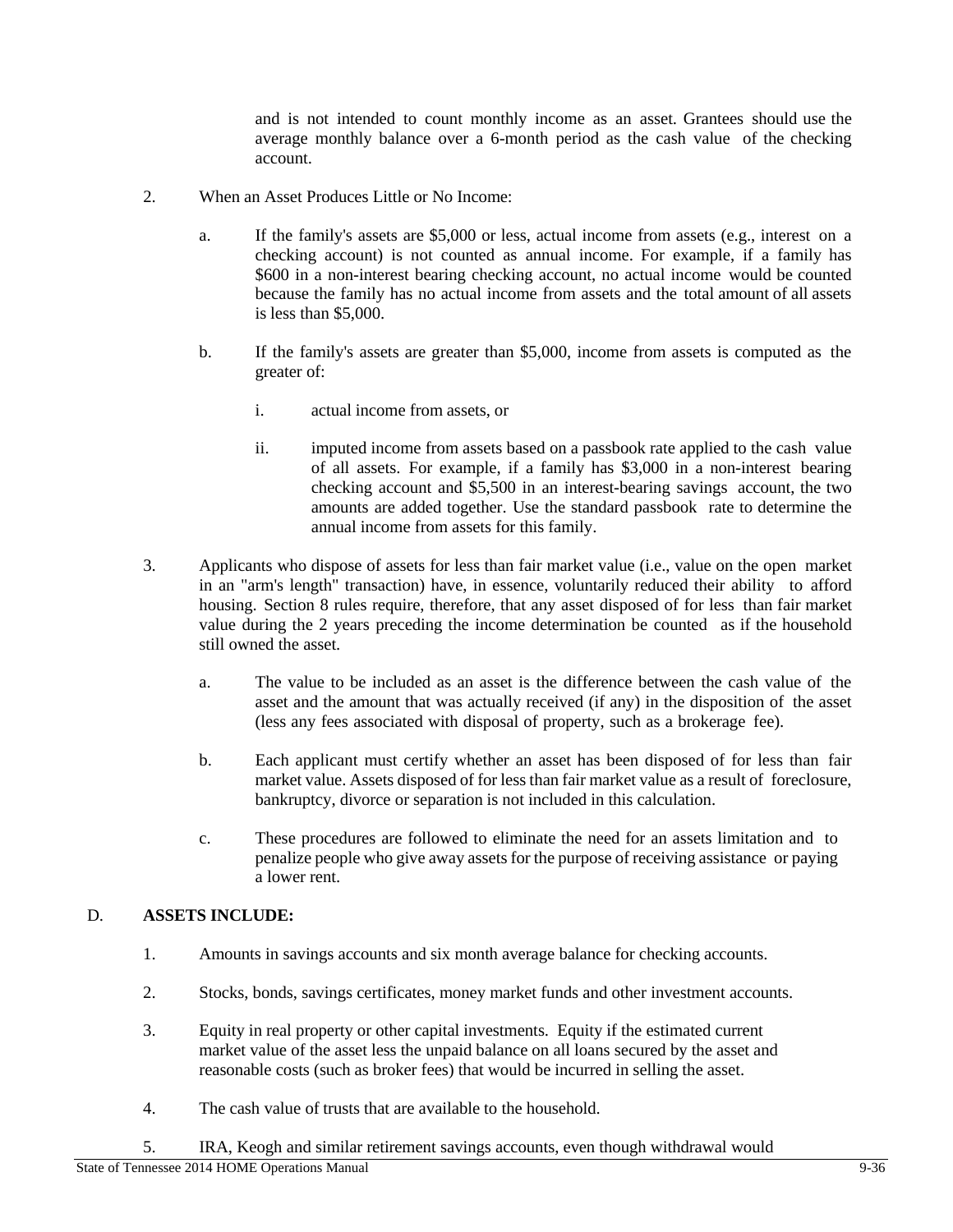and is not intended to count monthly income as an asset. Grantees should use the average monthly balance over a 6-month period as the cash value of the checking account.

2. When an Asset Produces Little or No Income:

   a. If the family's assets are $5,000 or less, actual income from assets (e.g., interest on a checking account) is not counted as annual income. For example, if a family has $600 in a non-interest bearing checking account, no actual income would be counted because the family has no actual income from assets and the total amount of all assets is less than $5,000.

   b. If the family's assets are greater than $5,000, income from assets is computed as the greater of:

      i. actual income from assets, or

      ii. imputed income from assets based on a passbook rate applied to the cash value of all assets. For example, if a family has $3,000 in a non-interest bearing checking account and $5,500 in an interest-bearing savings account, the two amounts are added together. Use the standard passbook rate to determine the annual income from assets for this family.

3. Applicants who dispose of assets for less than fair market value (i.e., value on the open market in an "arm's length" transaction) have, in essence, voluntarily reduced their ability to afford housing. Section 8 rules require, therefore, that any asset disposed of for less than fair market value during the 2 years preceding the income determination be counted as if the household still owned the asset.

   a. The value to be included as an asset is the difference between the cash value of the asset and the amount that was actually received (if any) in the disposition of the asset (less any fees associated with disposal of property, such as a brokerage fee).

   b. Each applicant must certify whether an asset has been disposed of for less than fair market value. Assets disposed of for less than fair market value as a result of foreclosure, bankruptcy, divorce or separation is not included in this calculation.

   c. These procedures are followed to eliminate the need for an assets limitation and to penalize people who give away assets for the purpose of receiving assistance or paying a lower rent.

D. **ASSETS INCLUDE:**

1. Amounts in savings accounts and six month average balance for checking accounts.

2. Stocks, bonds, savings certificates, money market funds and other investment accounts.

3. Equity in real property or other capital investments. Equity if the estimated current market value of the asset less the unpaid balance on all loans secured by the asset and reasonable costs (such as broker fees) that would be incurred in selling the asset.

4. The cash value of trusts that are available to the household.

5. IRA, Keogh and similar retirement savings accounts, even though withdrawal would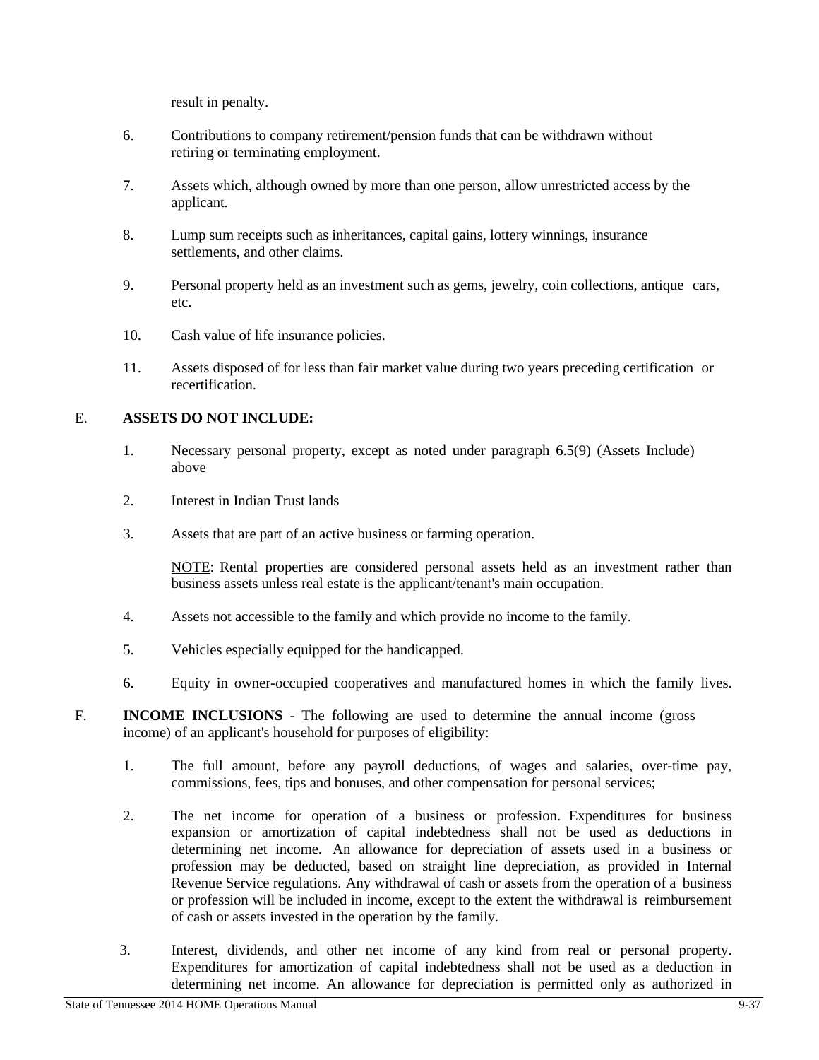result in penalty.

6. Contributions to company retirement/pension funds that can be withdrawn without retiring or terminating employment.

7. Assets which, although owned by more than one person, allow unrestricted access by the applicant.

8. Lump sum receipts such as inheritances, capital gains, lottery winnings, insurance settlements, and other claims.

9. Personal property held as an investment such as gems, jewelry, coin collections, antique cars, etc.

10. Cash value of life insurance policies.

11. Assets disposed of for less than fair market value during two years preceding certification or recertification.

E. **ASSETS DO NOT INCLUDE:**

1. Necessary personal property, except as noted under paragraph 6.5(9) (Assets Include) above

2. Interest in Indian Trust lands

3. Assets that are part of an active business or farming operation.

   NOTE: Rental properties are considered personal assets held as an investment rather than business assets unless real estate is the applicant/tenant's main occupation.

4. Assets not accessible to the family and which provide no income to the family.

5. Vehicles especially equipped for the handicapped.

6. Equity in owner-occupied cooperatives and manufactured homes in which the family lives.

F. **INCOME INCLUSIONS** - The following are used to determine the annual income (gross income) of an applicant's household for purposes of eligibility:

1. The full amount, before any payroll deductions, of wages and salaries, over-time pay, commissions, fees, tips and bonuses, and other compensation for personal services;

2. The net income for operation of a business or profession. Expenditures for business expansion or amortization of capital indebtedness shall not be used as deductions in determining net income. An allowance for depreciation of assets used in a business or profession may be deducted, based on straight line depreciation, as provided in Internal Revenue Service regulations. Any withdrawal of cash or assets from the operation of a business or profession will be included in income, except to the extent the withdrawal is reimbursement of cash or assets invested in the operation by the family.

3. Interest, dividends, and other net income of any kind from real or personal property. Expenditures for amortization of capital indebtedness shall not be used as a deduction in determining net income. An allowance for depreciation is permitted only as authorized in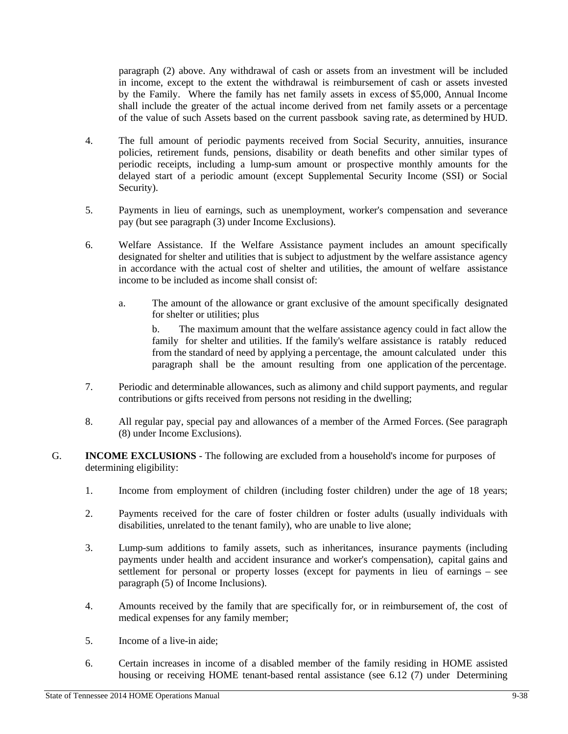paragraph (2) above. Any withdrawal of cash or assets from an investment will be included in income, except to the extent the withdrawal is reimbursement of cash or assets invested by the Family. Where the family has net family assets in excess of $5,000, Annual Income shall include the greater of the actual income derived from net family assets or a percentage of the value of such Assets based on the current passbook saving rate, as determined by HUD.

4. The full amount of periodic payments received from Social Security, annuities, insurance policies, retirement funds, pensions, disability or death benefits and other similar types of periodic receipts, including a lump-sum amount or prospective monthly amounts for the delayed start of a periodic amount (except Supplemental Security Income (SSI) or Social Security).

5. Payments in lieu of earnings, such as unemployment, worker's compensation and severance pay (but see paragraph (3) under Income Exclusions).

6. Welfare Assistance. If the Welfare Assistance payment includes an amount specifically designated for shelter and utilities that is subject to adjustment by the welfare assistance agency in accordance with the actual cost of shelter and utilities, the amount of welfare assistance income to be included as income shall consist of:

   a. The amount of the allowance or grant exclusive of the amount specifically designated for shelter or utilities; plus

   b. The maximum amount that the welfare assistance agency could in fact allow the family for shelter and utilities. If the family's welfare assistance is ratably reduced from the standard of need by applying a percentage, the amount calculated under this paragraph shall be the amount resulting from one application of the percentage.

7. Periodic and determinable allowances, such as alimony and child support payments, and regular contributions or gifts received from persons not residing in the dwelling;

8. All regular pay, special pay and allowances of a member of the Armed Forces. (See paragraph (8) under Income Exclusions).

G. **INCOME EXCLUSIONS** - The following are excluded from a household's income for purposes of determining eligibility:

1. Income from employment of children (including foster children) under the age of 18 years;

2. Payments received for the care of foster children or foster adults (usually individuals with disabilities, unrelated to the tenant family), who are unable to live alone;

3. Lump-sum additions to family assets, such as inheritances, insurance payments (including payments under health and accident insurance and worker's compensation), capital gains and settlement for personal or property losses (except for payments in lieu of earnings – see paragraph (5) of Income Inclusions).

4. Amounts received by the family that are specifically for, or in reimbursement of, the cost of medical expenses for any family member;

5. Income of a live-in aide;

6. Certain increases in income of a disabled member of the family residing in HOME assisted housing or receiving HOME tenant-based rental assistance (see 6.12 (7) under Determining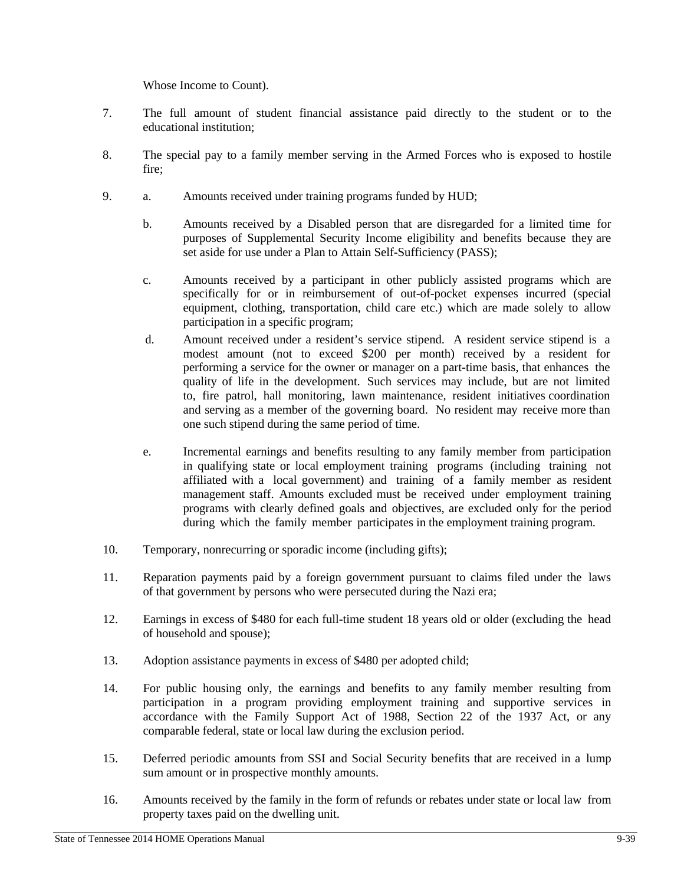Whose Income to Count).

7. The full amount of student financial assistance paid directly to the student or to the educational institution;

8. The special pay to a family member serving in the Armed Forces who is exposed to hostile fire;

9. a. Amounts received under training programs funded by HUD;

   b. Amounts received by a Disabled person that are disregarded for a limited time for purposes of Supplemental Security Income eligibility and benefits because they are set aside for use under a Plan to Attain Self-Sufficiency (PASS);

   c. Amounts received by a participant in other publicly assisted programs which are specifically for or in reimbursement of out-of-pocket expenses incurred (special equipment, clothing, transportation, child care etc.) which are made solely to allow participation in a specific program;

   d. Amount received under a resident's service stipend. A resident service stipend is a modest amount (not to exceed $200 per month) received by a resident for performing a service for the owner or manager on a part-time basis, that enhances the quality of life in the development. Such services may include, but are not limited to, fire patrol, hall monitoring, lawn maintenance, resident initiatives coordination and serving as a member of the governing board. No resident may receive more than one such stipend during the same period of time.

   e. Incremental earnings and benefits resulting to any family member from participation in qualifying state or local employment training programs (including training not affiliated with a local government) and training of a family member as resident management staff. Amounts excluded must be received under employment training programs with clearly defined goals and objectives, are excluded only for the period during which the family member participates in the employment training program.

10. Temporary, nonrecurring or sporadic income (including gifts);

11. Reparation payments paid by a foreign government pursuant to claims filed under the laws of that government by persons who were persecuted during the Nazi era;

12. Earnings in excess of $480 for each full-time student 18 years old or older (excluding the head of household and spouse);

13. Adoption assistance payments in excess of $480 per adopted child;

14. For public housing only, the earnings and benefits to any family member resulting from participation in a program providing employment training and supportive services in accordance with the Family Support Act of 1988, Section 22 of the 1937 Act, or any comparable federal, state or local law during the exclusion period.

15. Deferred periodic amounts from SSI and Social Security benefits that are received in a lump sum amount or in prospective monthly amounts.

16. Amounts received by the family in the form of refunds or rebates under state or local law from property taxes paid on the dwelling unit.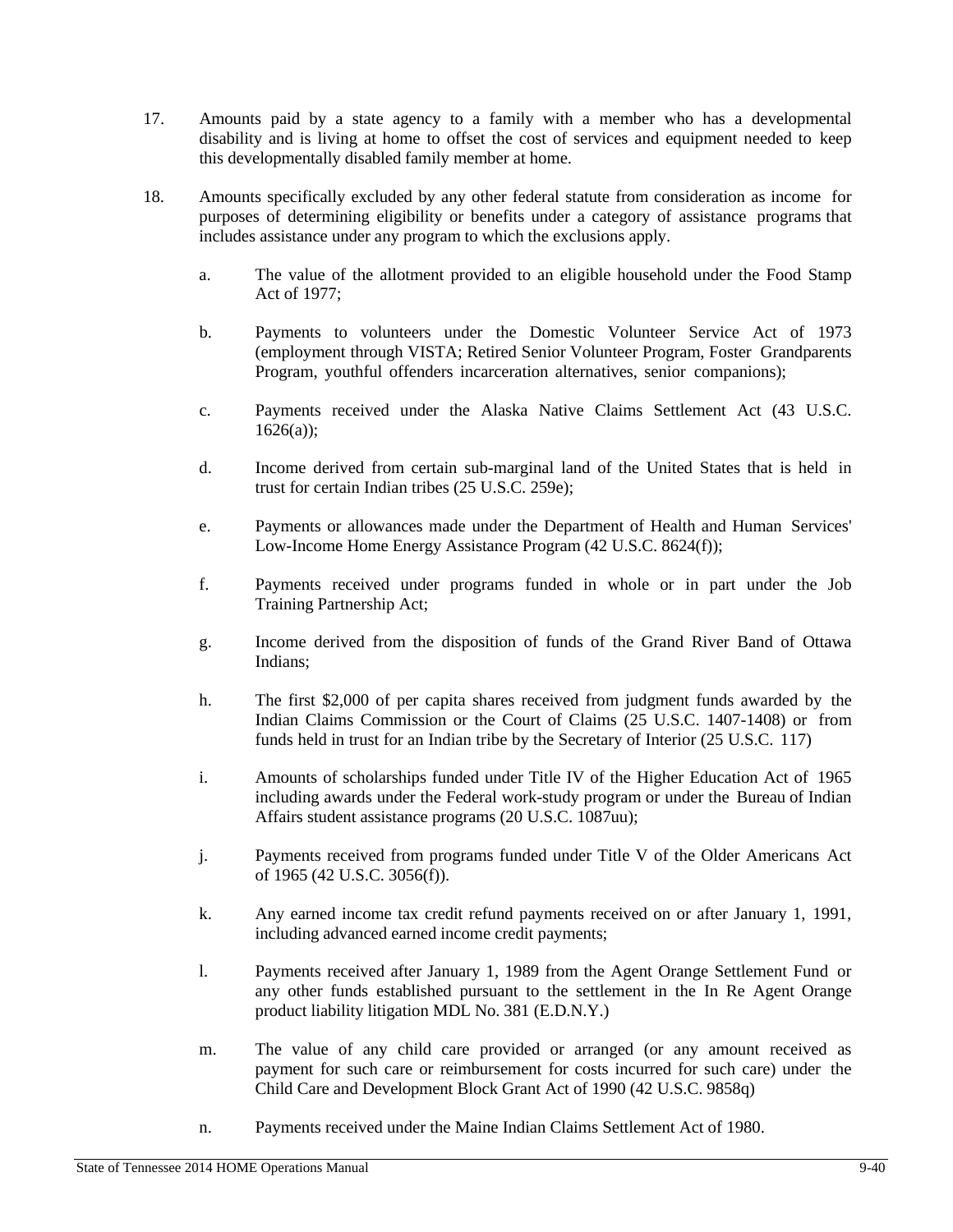17. Amounts paid by a state agency to a family with a member who has a developmental disability and is living at home to offset the cost of services and equipment needed to keep this developmentally disabled family member at home.

18. Amounts specifically excluded by any other federal statute from consideration as income for purposes of determining eligibility or benefits under a category of assistance programs that includes assistance under any program to which the exclusions apply.

    a. The value of the allotment provided to an eligible household under the Food Stamp Act of 1977;

    b. Payments to volunteers under the Domestic Volunteer Service Act of 1973 (employment through VISTA; Retired Senior Volunteer Program, Foster Grandparents Program, youthful offenders incarceration alternatives, senior companions);

    c. Payments received under the Alaska Native Claims Settlement Act (43 U.S.C. 1626(a));

    d. Income derived from certain sub-marginal land of the United States that is held in trust for certain Indian tribes (25 U.S.C. 259e);

    e. Payments or allowances made under the Department of Health and Human Services' Low-Income Home Energy Assistance Program (42 U.S.C. 8624(f));

    f. Payments received under programs funded in whole or in part under the Job Training Partnership Act;

    g. Income derived from the disposition of funds of the Grand River Band of Ottawa Indians;

    h. The first $2,000 of per capita shares received from judgment funds awarded by the Indian Claims Commission or the Court of Claims (25 U.S.C. 1407-1408) or from funds held in trust for an Indian tribe by the Secretary of Interior (25 U.S.C. 117)

    i. Amounts of scholarships funded under Title IV of the Higher Education Act of 1965 including awards under the Federal work-study program or under the Bureau of Indian Affairs student assistance programs (20 U.S.C. 1087uu);

    j. Payments received from programs funded under Title V of the Older Americans Act of 1965 (42 U.S.C. 3056(f)).

    k. Any earned income tax credit refund payments received on or after January 1, 1991, including advanced earned income credit payments;

    l. Payments received after January 1, 1989 from the Agent Orange Settlement Fund or any other funds established pursuant to the settlement in the In Re Agent Orange product liability litigation MDL No. 381 (E.D.N.Y.)

    m. The value of any child care provided or arranged (or any amount received as payment for such care or reimbursement for costs incurred for such care) under the Child Care and Development Block Grant Act of 1990 (42 U.S.C. 9858q)

    n. Payments received under the Maine Indian Claims Settlement Act of 1980.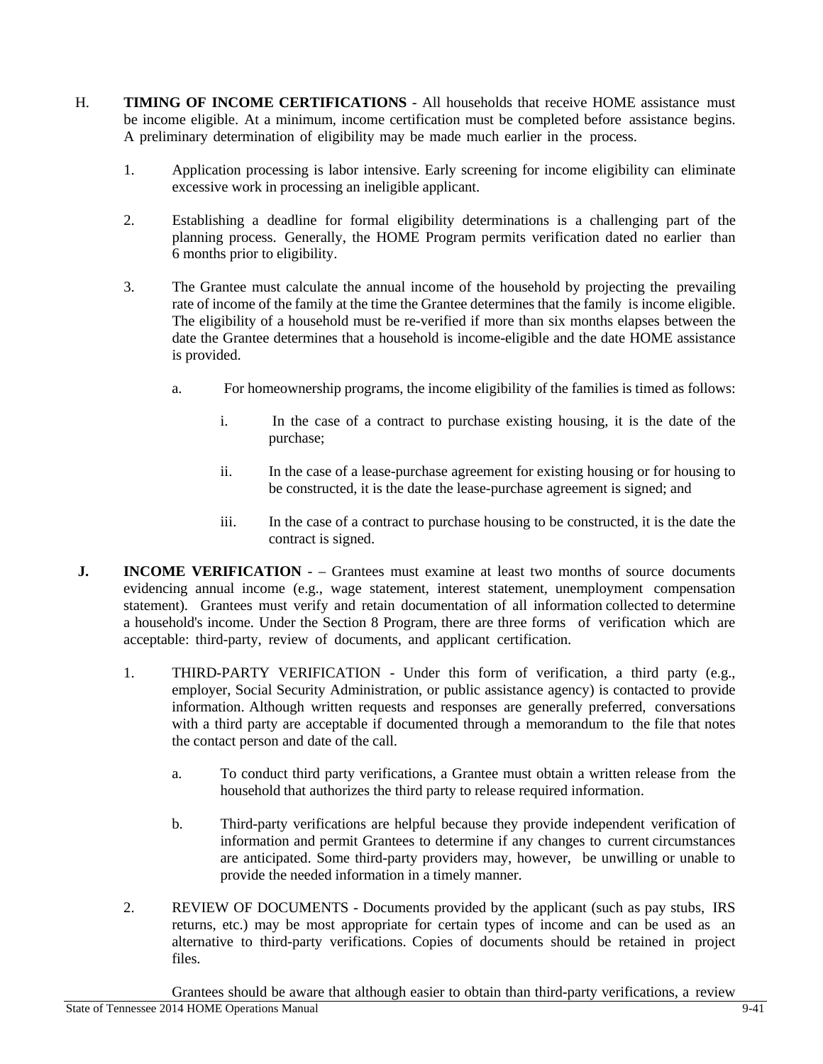H. **TIMING OF INCOME CERTIFICATIONS** - All households that receive HOME assistance must be income eligible. At a minimum, income certification must be completed before assistance begins. A preliminary determination of eligibility may be made much earlier in the process.

1. Application processing is labor intensive. Early screening for income eligibility can eliminate excessive work in processing an ineligible applicant.

2. Establishing a deadline for formal eligibility determinations is a challenging part of the planning process. Generally, the HOME Program permits verification dated no earlier than 6 months prior to eligibility.

3. The Grantee must calculate the annual income of the household by projecting the prevailing rate of income of the family at the time the Grantee determines that the family is income eligible. The eligibility of a household must be re-verified if more than six months elapses between the date the Grantee determines that a household is income-eligible and the date HOME assistance is provided.

   a. For homeownership programs, the income eligibility of the families is timed as follows:

      i. In the case of a contract to purchase existing housing, it is the date of the purchase;

      ii. In the case of a lease-purchase agreement for existing housing or for housing to be constructed, it is the date the lease-purchase agreement is signed; and

      iii. In the case of a contract to purchase housing to be constructed, it is the date the contract is signed.

**J. INCOME VERIFICATION** - – Grantees must examine at least two months of source documents evidencing annual income (e.g., wage statement, interest statement, unemployment compensation statement). Grantees must verify and retain documentation of all information collected to determine a household's income. Under the Section 8 Program, there are three forms of verification which are acceptable: third-party, review of documents, and applicant certification.

1. THIRD-PARTY VERIFICATION - Under this form of verification, a third party (e.g., employer, Social Security Administration, or public assistance agency) is contacted to provide information. Although written requests and responses are generally preferred, conversations with a third party are acceptable if documented through a memorandum to the file that notes the contact person and date of the call.

   a. To conduct third party verifications, a Grantee must obtain a written release from the household that authorizes the third party to release required information.

   b. Third-party verifications are helpful because they provide independent verification of information and permit Grantees to determine if any changes to current circumstances are anticipated. Some third-party providers may, however, be unwilling or unable to provide the needed information in a timely manner.

2. REVIEW OF DOCUMENTS - Documents provided by the applicant (such as pay stubs, IRS returns, etc.) may be most appropriate for certain types of income and can be used as an alternative to third-party verifications. Copies of documents should be retained in project files.

   Grantees should be aware that although easier to obtain than third-party verifications, a review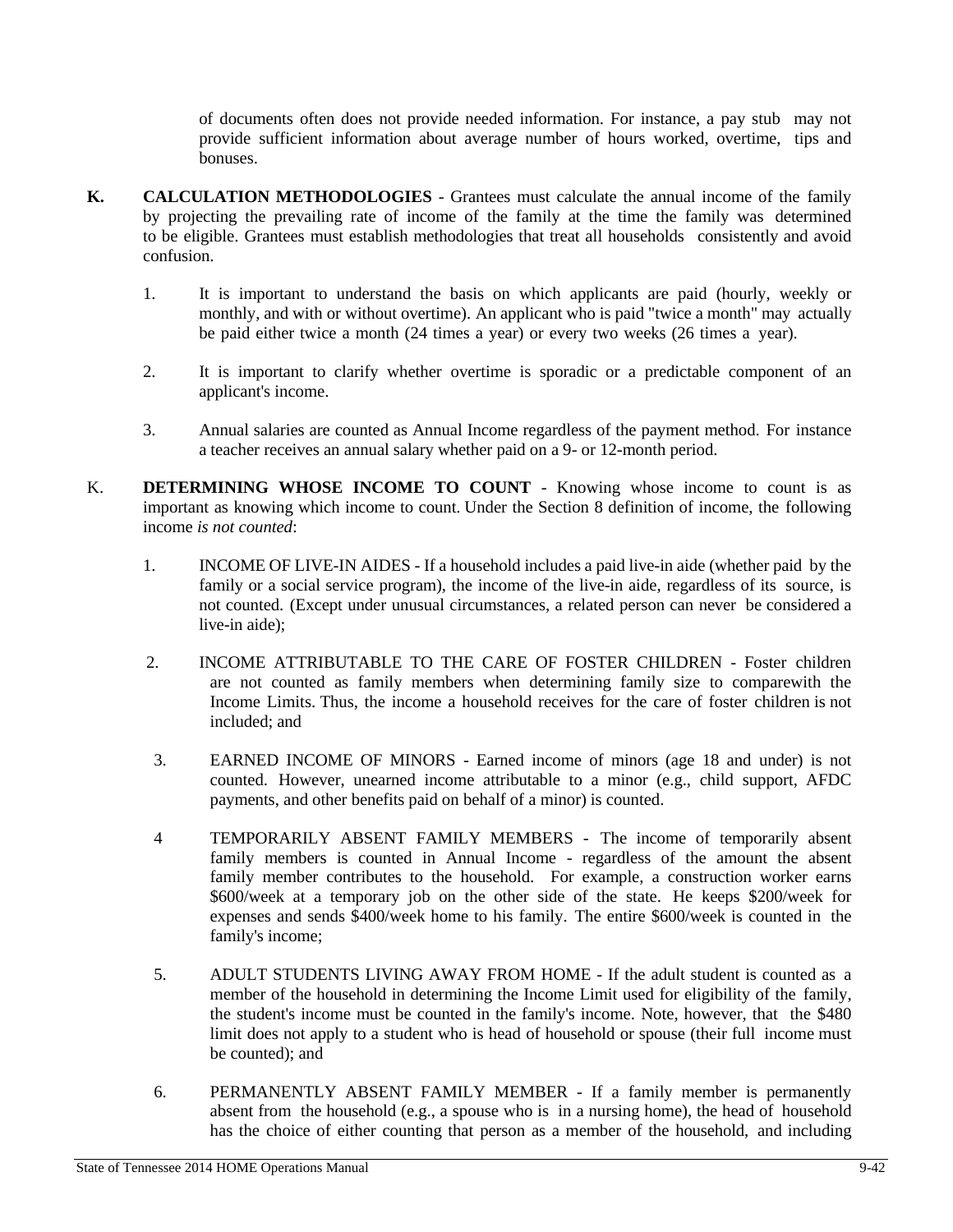of documents often does not provide needed information. For instance, a pay stub may not provide sufficient information about average number of hours worked, overtime, tips and bonuses.

**K. CALCULATION METHODOLOGIES** - Grantees must calculate the annual income of the family by projecting the prevailing rate of income of the family at the time the family was determined to be eligible. Grantees must establish methodologies that treat all households consistently and avoid confusion.

1. It is important to understand the basis on which applicants are paid (hourly, weekly or monthly, and with or without overtime). An applicant who is paid "twice a month" may actually be paid either twice a month (24 times a year) or every two weeks (26 times a year).

2. It is important to clarify whether overtime is sporadic or a predictable component of an applicant's income.

3. Annual salaries are counted as Annual Income regardless of the payment method. For instance a teacher receives an annual salary whether paid on a 9- or 12-month period.

K. **DETERMINING WHOSE INCOME TO COUNT** - Knowing whose income to count is as important as knowing which income to count. Under the Section 8 definition of income, the following income *is not counted*:

1. INCOME OF LIVE-IN AIDES - If a household includes a paid live-in aide (whether paid by the family or a social service program), the income of the live-in aide, regardless of its source, is not counted. (Except under unusual circumstances, a related person can never be considered a live-in aide);

2. INCOME ATTRIBUTABLE TO THE CARE OF FOSTER CHILDREN - Foster children are not counted as family members when determining family size to comparewith the Income Limits. Thus, the income a household receives for the care of foster children is not included; and

3. EARNED INCOME OF MINORS - Earned income of minors (age 18 and under) is not counted. However, unearned income attributable to a minor (e.g., child support, AFDC payments, and other benefits paid on behalf of a minor) is counted.

4 TEMPORARILY ABSENT FAMILY MEMBERS - The income of temporarily absent family members is counted in Annual Income - regardless of the amount the absent family member contributes to the household. For example, a construction worker earns $600/week at a temporary job on the other side of the state. He keeps $200/week for expenses and sends $400/week home to his family. The entire $600/week is counted in the family's income;

5. ADULT STUDENTS LIVING AWAY FROM HOME - If the adult student is counted as a member of the household in determining the Income Limit used for eligibility of the family, the student's income must be counted in the family's income. Note, however, that the $480 limit does not apply to a student who is head of household or spouse (their full income must be counted); and

6. PERMANENTLY ABSENT FAMILY MEMBER - If a family member is permanently absent from the household (e.g., a spouse who is in a nursing home), the head of household has the choice of either counting that person as a member of the household, and including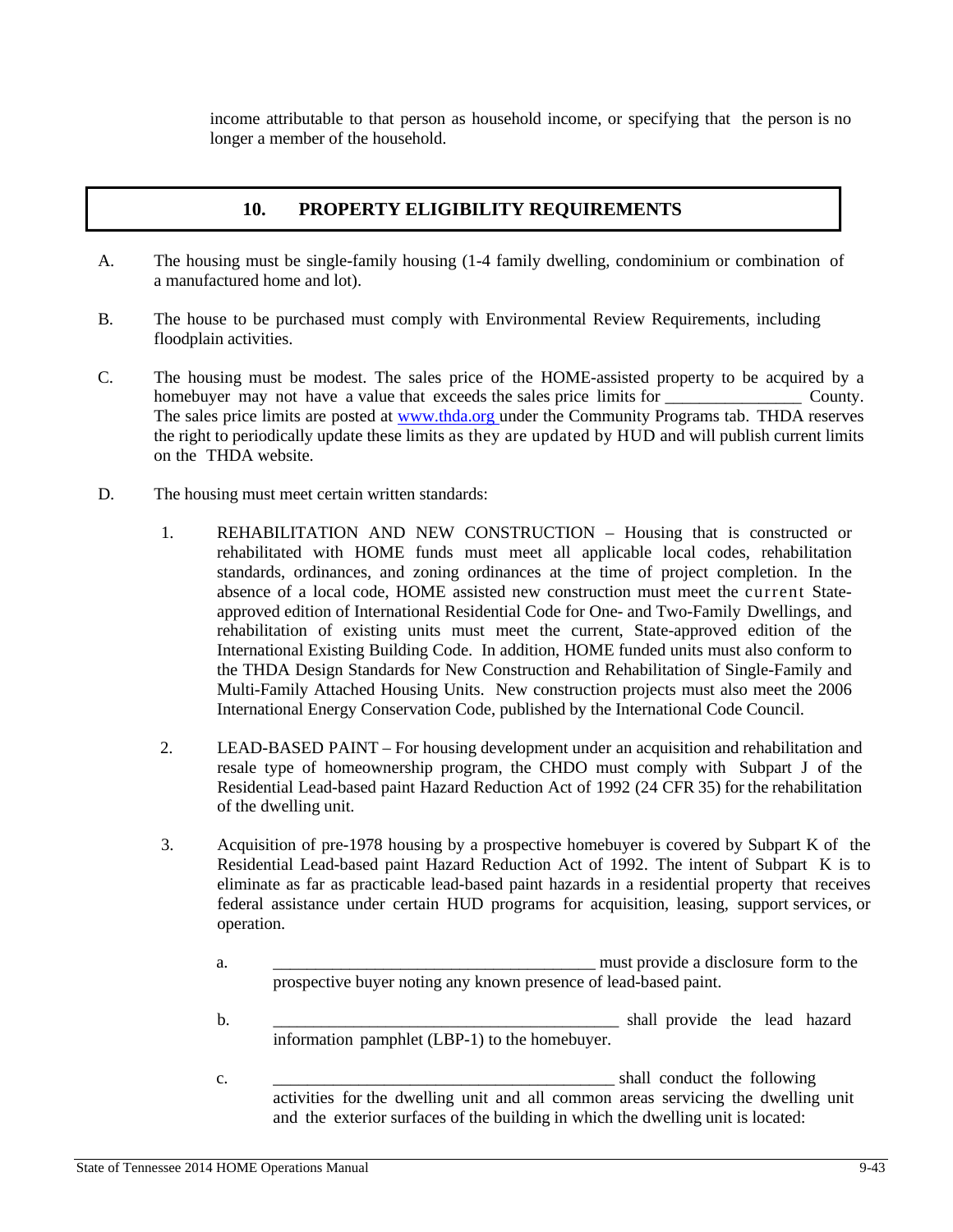income attributable to that person as household income, or specifying that the person is no longer a member of the household.

## 10. PROPERTY ELIGIBILITY REQUIREMENTS

A. The housing must be single-family housing (1-4 family dwelling, condominium or combination of a manufactured home and lot).

B. The house to be purchased must comply with Environmental Review Requirements, including floodplain activities.

C. The housing must be modest. The sales price of the HOME-assisted property to be acquired by a homebuyer may not have a value that exceeds the sales price limits for ________________ County. The sales price limits are posted at www.thda.org under the Community Programs tab. THDA reserves the right to periodically update these limits as they are updated by HUD and will publish current limits on the THDA website.

D. The housing must meet certain written standards:

1. REHABILITATION AND NEW CONSTRUCTION – Housing that is constructed or rehabilitated with HOME funds must meet all applicable local codes, rehabilitation standards, ordinances, and zoning ordinances at the time of project completion. In the absence of a local code, HOME assisted new construction must meet the current State-approved edition of International Residential Code for One- and Two-Family Dwellings, and rehabilitation of existing units must meet the current, State-approved edition of the International Existing Building Code. In addition, HOME funded units must also conform to the THDA Design Standards for New Construction and Rehabilitation of Single-Family and Multi-Family Attached Housing Units. New construction projects must also meet the 2006 International Energy Conservation Code, published by the International Code Council.

2. LEAD-BASED PAINT – For housing development under an acquisition and rehabilitation and resale type of homeownership program, the CHDO must comply with Subpart J of the Residential Lead-based paint Hazard Reduction Act of 1992 (24 CFR 35) for the rehabilitation of the dwelling unit.

3. Acquisition of pre-1978 housing by a prospective homebuyer is covered by Subpart K of the Residential Lead-based paint Hazard Reduction Act of 1992. The intent of Subpart K is to eliminate as far as practicable lead-based paint hazards in a residential property that receives federal assistance under certain HUD programs for acquisition, leasing, support services, or operation.

   a. ______________________________________ must provide a disclosure form to the prospective buyer noting any known presence of lead-based paint.

   b. _________________________________________ shall provide the lead hazard information pamphlet (LBP-1) to the homebuyer.

   c. _________________________________________ shall conduct the following activities for the dwelling unit and all common areas servicing the dwelling unit and the exterior surfaces of the building in which the dwelling unit is located: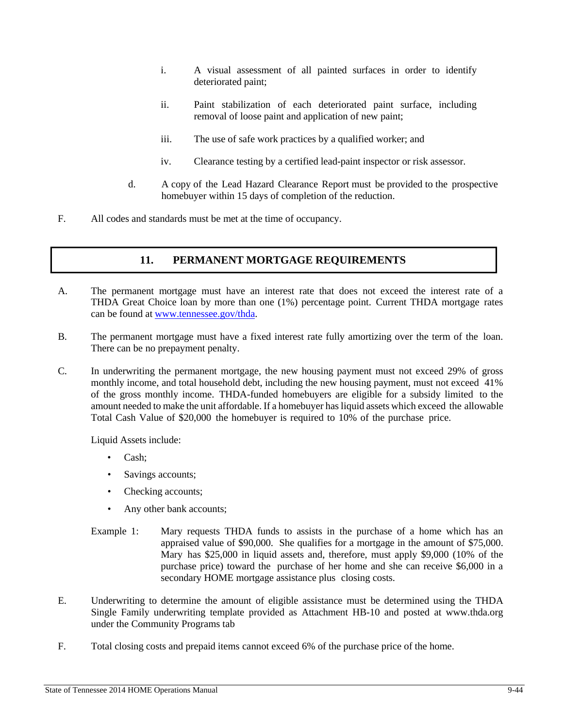i. A visual assessment of all painted surfaces in order to identify deteriorated paint;

ii. Paint stabilization of each deteriorated paint surface, including removal of loose paint and application of new paint;

iii. The use of safe work practices by a qualified worker; and

iv. Clearance testing by a certified lead-paint inspector or risk assessor.

d. A copy of the Lead Hazard Clearance Report must be provided to the prospective homebuyer within 15 days of completion of the reduction.

F. All codes and standards must be met at the time of occupancy.

## 11. PERMANENT MORTGAGE REQUIREMENTS

A. The permanent mortgage must have an interest rate that does not exceed the interest rate of a THDA Great Choice loan by more than one (1%) percentage point. Current THDA mortgage rates can be found at [www.tennessee.gov/thda](www.tennessee.gov/thda).

B. The permanent mortgage must have a fixed interest rate fully amortizing over the term of the loan. There can be no prepayment penalty.

C. In underwriting the permanent mortgage, the new housing payment must not exceed 29% of gross monthly income, and total household debt, including the new housing payment, must not exceed 41% of the gross monthly income. THDA-funded homebuyers are eligible for a subsidy limited to the amount needed to make the unit affordable. If a homebuyer has liquid assets which exceed the allowable Total Cash Value of $20,000 the homebuyer is required to 10% of the purchase price.

Liquid Assets include:

- Cash;
- Savings accounts;
- Checking accounts;
- Any other bank accounts;

Example 1: Mary requests THDA funds to assists in the purchase of a home which has an appraised value of $90,000. She qualifies for a mortgage in the amount of $75,000. Mary has $25,000 in liquid assets and, therefore, must apply $9,000 (10% of the purchase price) toward the purchase of her home and she can receive $6,000 in a secondary HOME mortgage assistance plus closing costs.

E. Underwriting to determine the amount of eligible assistance must be determined using the THDA Single Family underwriting template provided as Attachment HB-10 and posted at www.thda.org under the Community Programs tab

F. Total closing costs and prepaid items cannot exceed 6% of the purchase price of the home.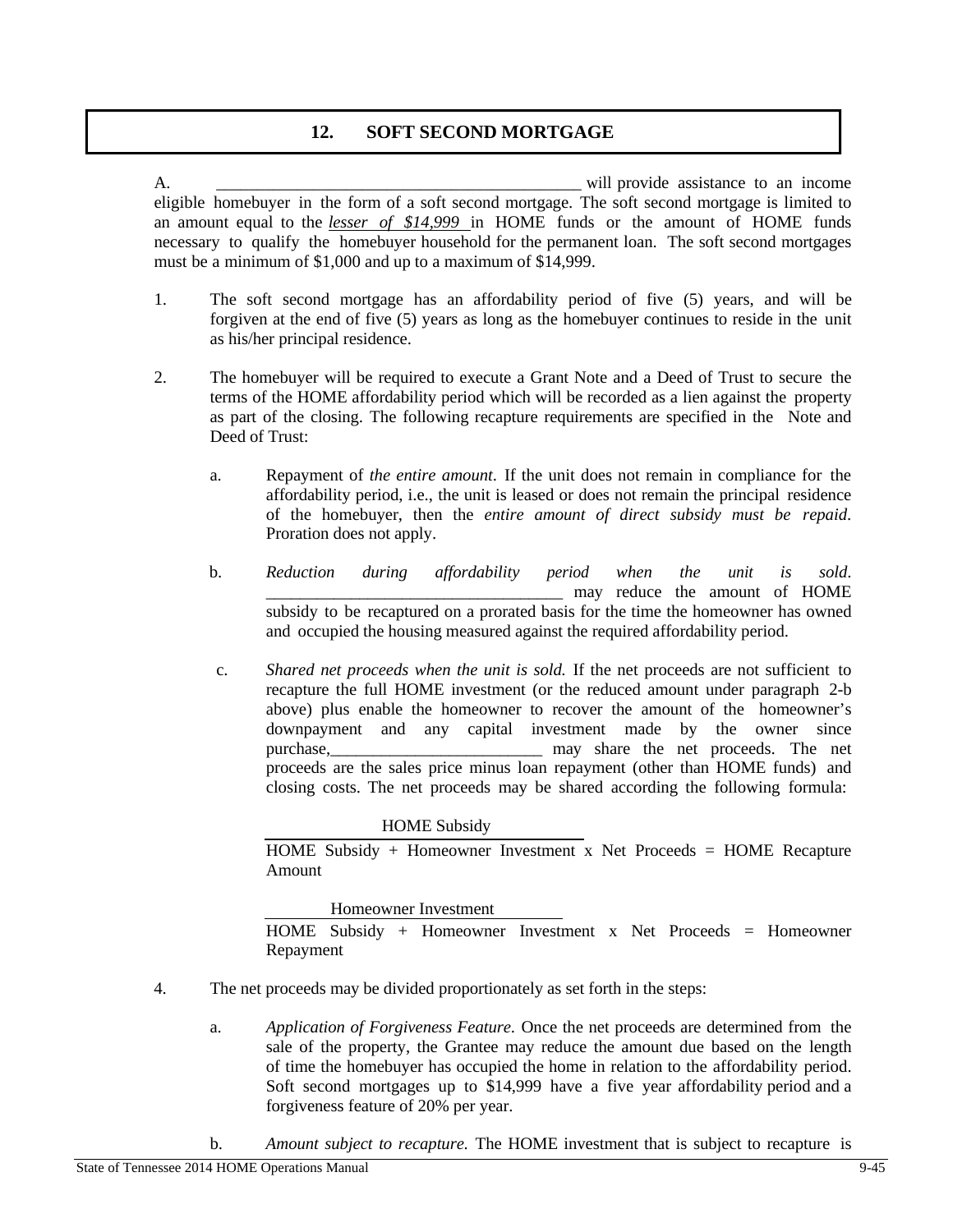## 12. SOFT SECOND MORTGAGE

A. ____________________________________________ will provide assistance to an income eligible homebuyer in the form of a soft second mortgage. The soft second mortgage is limited to an amount equal to the ***lesser of $14,999*** in HOME funds or the amount of HOME funds necessary to qualify the homebuyer household for the permanent loan. The soft second mortgages must be a minimum of $1,000 and up to a maximum of $14,999.

1. The soft second mortgage has an affordability period of five (5) years, and will be forgiven at the end of five (5) years as long as the homebuyer continues to reside in the unit as his/her principal residence.

2. The homebuyer will be required to execute a Grant Note and a Deed of Trust to secure the terms of the HOME affordability period which will be recorded as a lien against the property as part of the closing. The following recapture requirements are specified in the Note and Deed of Trust:

   a. Repayment of *the entire amount.* If the unit does not remain in compliance for the affordability period, i.e., the unit is leased or does not remain the principal residence of the homebuyer, then the *entire amount of direct subsidy must be repaid*. Proration does not apply.

   b. *Reduction during affordability period when the unit is sold*. ____________________________________ may reduce the amount of HOME subsidy to be recaptured on a prorated basis for the time the homeowner has owned and occupied the housing measured against the required affordability period.

   c. *Shared net proceeds when the unit is sold.* If the net proceeds are not sufficient to recapture the full HOME investment (or the reduced amount under paragraph 2-b above) plus enable the homeowner to recover the amount of the homeowner's downpayment and any capital investment made by the owner since purchase,_________________________ may share the net proceeds. The net proceeds are the sales price minus loan repayment (other than HOME funds) and closing costs. The net proceeds may be shared according the following formula:

$$\frac{\text{HOME Subsidy}}{\text{HOME Subsidy + Homeowner Investment}} \times \text{Net Proceeds} = \text{HOME Recapture Amount}$$

$$\frac{\text{Homeowner Investment}}{\text{HOME Subsidy + Homeowner Investment}} \times \text{Net Proceeds} = \text{Homeowner Repayment}$$

4. The net proceeds may be divided proportionately as set forth in the steps:

   a. *Application of Forgiveness Feature.* Once the net proceeds are determined from the sale of the property, the Grantee may reduce the amount due based on the length of time the homebuyer has occupied the home in relation to the affordability period. Soft second mortgages up to $14,999 have a five year affordability period and a forgiveness feature of 20% per year.

   b. *Amount subject to recapture.* The HOME investment that is subject to recapture is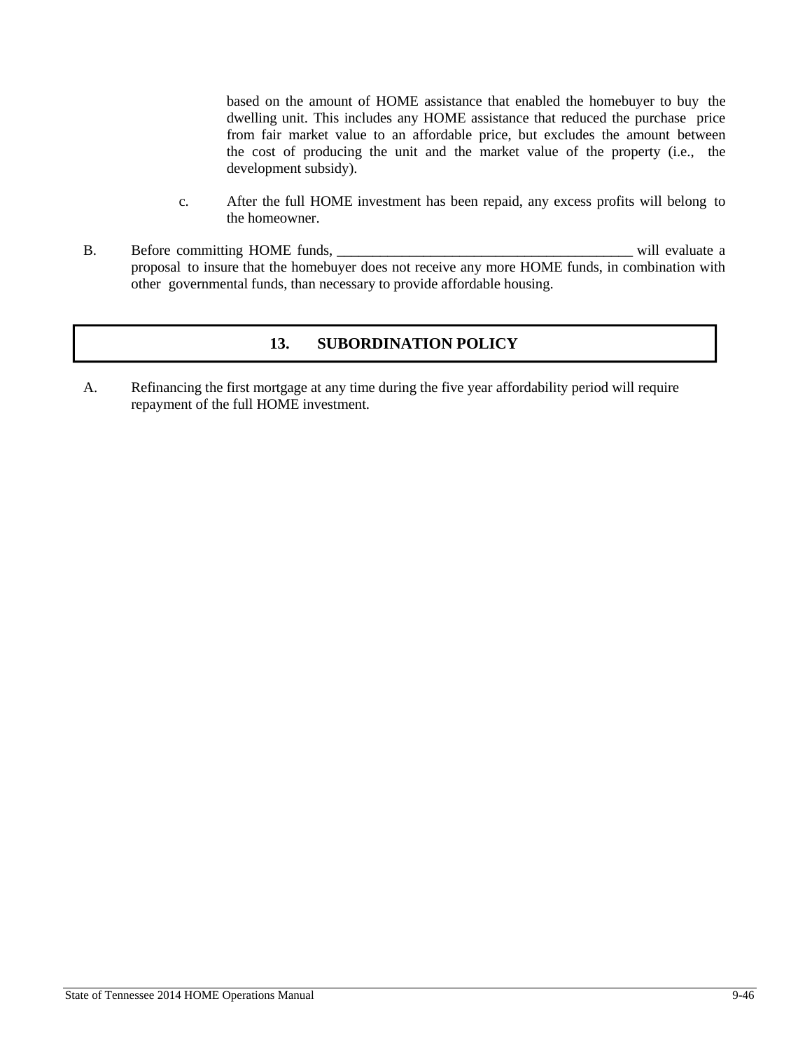based on the amount of HOME assistance that enabled the homebuyer to buy the dwelling unit. This includes any HOME assistance that reduced the purchase price from fair market value to an affordable price, but excludes the amount between the cost of producing the unit and the market value of the property (i.e., the development subsidy).

c. After the full HOME investment has been repaid, any excess profits will belong to the homeowner.

B. Before committing HOME funds, _________________________________________ will evaluate a proposal to insure that the homebuyer does not receive any more HOME funds, in combination with other governmental funds, than necessary to provide affordable housing.

## 13. SUBORDINATION POLICY

A. Refinancing the first mortgage at any time during the five year affordability period will require repayment of the full HOME investment.